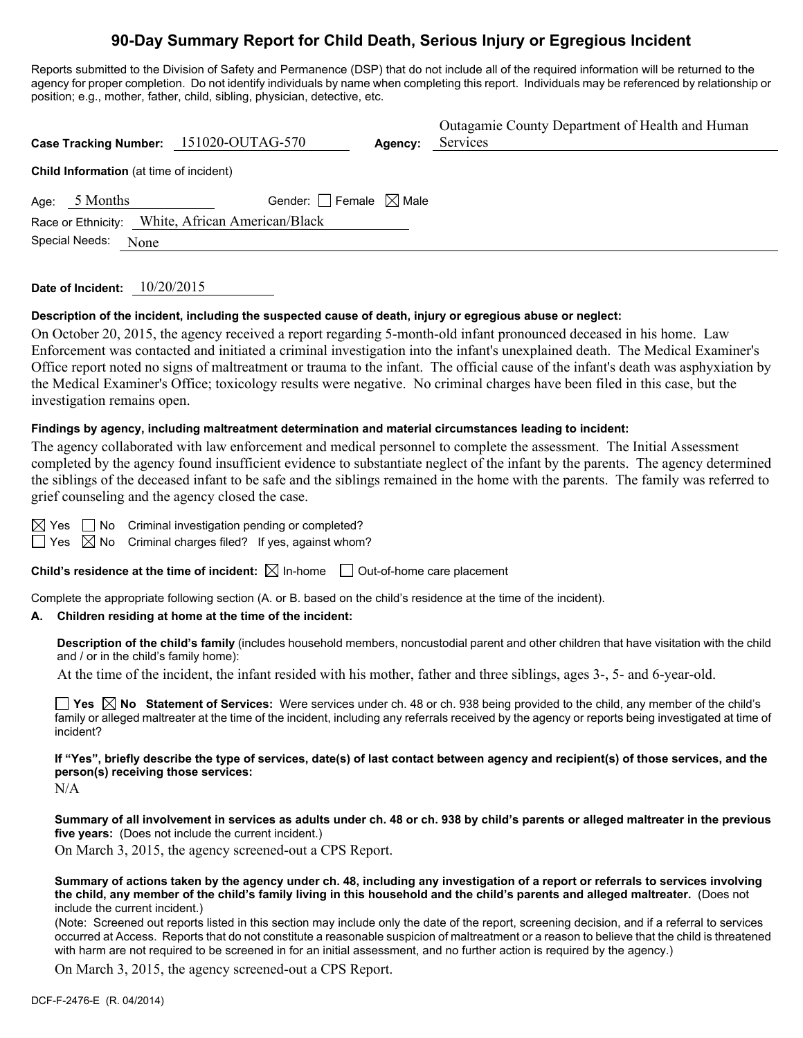# 90-Day Summary Report for Child Death, Serious Injury or Egregious Incident

Reports submitted to the Division of Safety and Permanence (DSP) that do not include all of the required information will be returned to the agency for proper completion. Do not identify individuals by name when completing this report. Individuals may be referenced by relationship or position; e.g., mother, father, child, sibling, physician, detective, etc.

**Case Tracking Number:** 151020-OUTAG-570 **Agency:** Outagamie County Department of Health and Human Services

**Child Information** (at time of incident)

Age: 5 Months Gender: ☐ Female ☒ Male

Race or Ethnicity: White, African American/Black

Special Needs: None

**Date of Incident:** 10/20/2015

**Description of the incident, including the suspected cause of death, injury or egregious abuse or neglect:**

On October 20, 2015, the agency received a report regarding 5-month-old infant pronounced deceased in his home. Law Enforcement was contacted and initiated a criminal investigation into the infant's unexplained death. The Medical Examiner's Office report noted no signs of maltreatment or trauma to the infant. The official cause of the infant's death was asphyxiation by the Medical Examiner's Office; toxicology results were negative. No criminal charges have been filed in this case, but the investigation remains open.

**Findings by agency, including maltreatment determination and material circumstances leading to incident:**

The agency collaborated with law enforcement and medical personnel to complete the assessment. The Initial Assessment completed by the agency found insufficient evidence to substantiate neglect of the infant by the parents. The agency determined the siblings of the deceased infant to be safe and the siblings remained in the home with the parents. The family was referred to grief counseling and the agency closed the case.

☒ Yes ☐ No Criminal investigation pending or completed?

☐ Yes ☒ No Criminal charges filed? If yes, against whom?

**Child's residence at the time of incident:** ☒ In-home ☐ Out-of-home care placement

Complete the appropriate following section (A. or B. based on the child's residence at the time of the incident).

**A. Children residing at home at the time of the incident:**

**Description of the child's family** (includes household members, noncustodial parent and other children that have visitation with the child and / or in the child's family home):

At the time of the incident, the infant resided with his mother, father and three siblings, ages 3-, 5- and 6-year-old.

☐ **Yes** ☒ **No Statement of Services:** Were services under ch. 48 or ch. 938 being provided to the child, any member of the child's family or alleged maltreater at the time of the incident, including any referrals received by the agency or reports being investigated at time of incident?

**If "Yes", briefly describe the type of services, date(s) of last contact between agency and recipient(s) of those services, and the person(s) receiving those services:**

N/A

**Summary of all involvement in services as adults under ch. 48 or ch. 938 by child's parents or alleged maltreater in the previous five years:** (Does not include the current incident.)

On March 3, 2015, the agency screened-out a CPS Report.

**Summary of actions taken by the agency under ch. 48, including any investigation of a report or referrals to services involving the child, any member of the child's family living in this household and the child's parents and alleged maltreater.** (Does not include the current incident.)

(Note: Screened out reports listed in this section may include only the date of the report, screening decision, and if a referral to services occurred at Access. Reports that do not constitute a reasonable suspicion of maltreatment or a reason to believe that the child is threatened with harm are not required to be screened in for an initial assessment, and no further action is required by the agency.)

On March 3, 2015, the agency screened-out a CPS Report.

DCF-F-2476-E (R. 04/2014)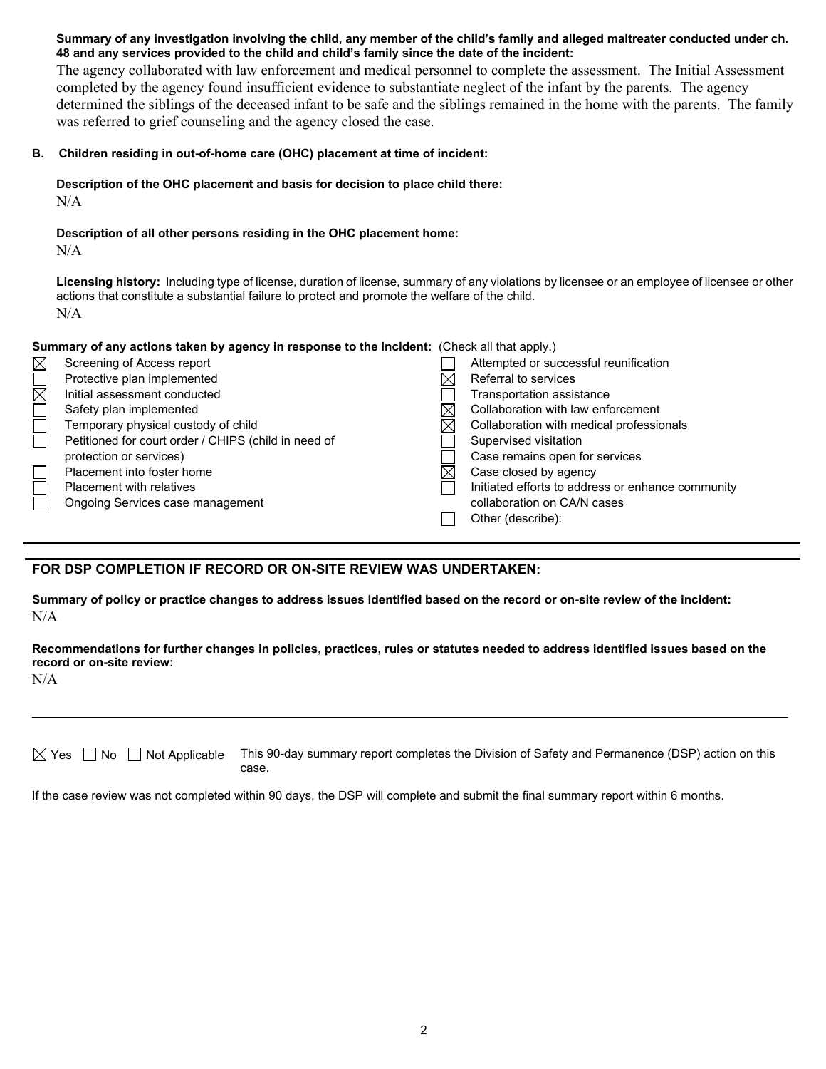**Summary of any investigation involving the child, any member of the child's family and alleged maltreater conducted under ch. 48 and any services provided to the child and child's family since the date of the incident:**

The agency collaborated with law enforcement and medical personnel to complete the assessment. The Initial Assessment completed by the agency found insufficient evidence to substantiate neglect of the infant by the parents. The agency determined the siblings of the deceased infant to be safe and the siblings remained in the home with the parents. The family was referred to grief counseling and the agency closed the case.

**B. Children residing in out-of-home care (OHC) placement at time of incident:**

**Description of the OHC placement and basis for decision to place child there:**
N/A

**Description of all other persons residing in the OHC placement home:**
N/A

**Licensing history:** Including type of license, duration of license, summary of any violations by licensee or an employee of licensee or other actions that constitute a substantial failure to protect and promote the welfare of the child.
N/A

**Summary of any actions taken by agency in response to the incident:** (Check all that apply.)

- ☒ Screening of Access report
- ☐ Protective plan implemented
- ☒ Initial assessment conducted
- ☐ Safety plan implemented
- ☐ Temporary physical custody of child
- ☐ Petitioned for court order / CHIPS (child in need of protection or services)
- ☐ Placement into foster home
- ☐ Placement with relatives
- ☐ Ongoing Services case management
- ☐ Attempted or successful reunification
- ☒ Referral to services
- ☐ Transportation assistance
- ☒ Collaboration with law enforcement
- ☒ Collaboration with medical professionals
- ☐ Supervised visitation
- ☐ Case remains open for services
- ☒ Case closed by agency
- ☐ Initiated efforts to address or enhance community collaboration on CA/N cases
- ☐ Other (describe):

---

## FOR DSP COMPLETION IF RECORD OR ON-SITE REVIEW WAS UNDERTAKEN:

**Summary of policy or practice changes to address issues identified based on the record or on-site review of the incident:**
N/A

**Recommendations for further changes in policies, practices, rules or statutes needed to address identified issues based on the record or on-site review:**
N/A

---

☒ Yes ☐ No ☐ Not Applicable This 90-day summary report completes the Division of Safety and Permanence (DSP) action on this case.

If the case review was not completed within 90 days, the DSP will complete and submit the final summary report within 6 months.